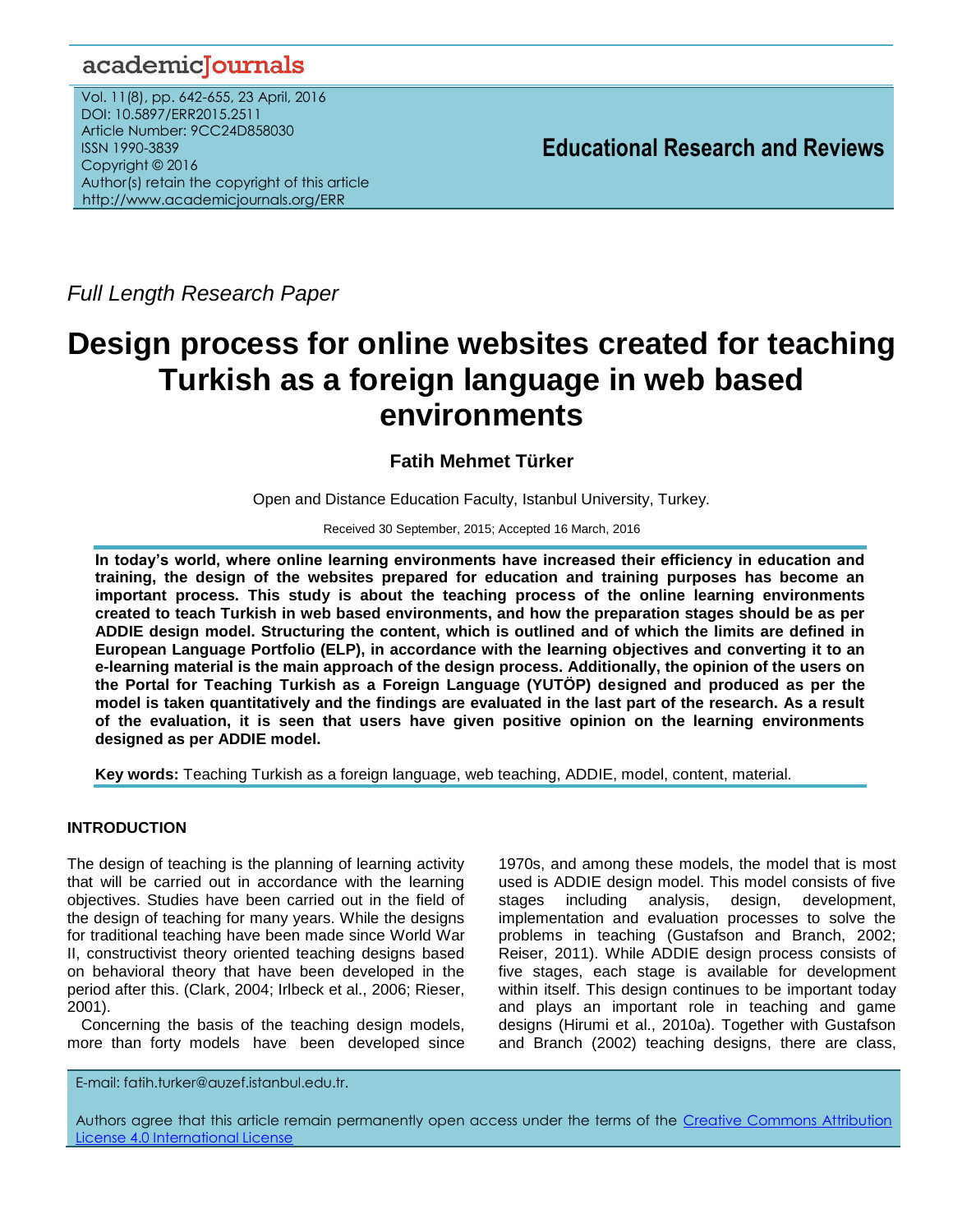*Full Length Research Paper*

# Design process for online websites created for teaching Turkish as a foreign language in web based environments

**Fatih Mehmet Türker**

Open and Distance Education Faculty, Istanbul University, Turkey.

Received 30 September, 2015; Accepted 16 March, 2016

**In today's world, where online learning environments have increased their efficiency in education and training, the design of the websites prepared for education and training purposes has become an important process. This study is about the teaching process of the online learning environments created to teach Turkish in web based environments, and how the preparation stages should be as per ADDIE design model. Structuring the content, which is outlined and of which the limits are defined in European Language Portfolio (ELP), in accordance with the learning objectives and converting it to an e-learning material is the main approach of the design process. Additionally, the opinion of the users on the Portal for Teaching Turkish as a Foreign Language (YUTÖP) designed and produced as per the model is taken quantitatively and the findings are evaluated in the last part of the research. As a result of the evaluation, it is seen that users have given positive opinion on the learning environments designed as per ADDIE model.**

**Key words:** Teaching Turkish as a foreign language, web teaching, ADDIE, model, content, material.

## INTRODUCTION

The design of teaching is the planning of learning activity that will be carried out in accordance with the learning objectives. Studies have been carried out in the field of the design of teaching for many years. While the designs for traditional teaching have been made since World War II, constructivist theory oriented teaching designs based on behavioral theory that have been developed in the period after this. (Clark, 2004; Irlbeck et al., 2006; Rieser, 2001).

Concerning the basis of the teaching design models, more than forty models have been developed since 1970s, and among these models, the model that is most used is ADDIE design model. This model consists of five stages including analysis, design, development, implementation and evaluation processes to solve the problems in teaching (Gustafson and Branch, 2002; Reiser, 2011). While ADDIE design process consists of five stages, each stage is available for development within itself. This design continues to be important today and plays an important role in teaching and game designs (Hirumi et al., 2010a). Together with Gustafson and Branch (2002) teaching designs, there are class,

E-mail: fatih.turker@auzef.istanbul.edu.tr.

Authors agree that this article remain permanently open access under the terms of the Creative Commons Attribution License 4.0 International License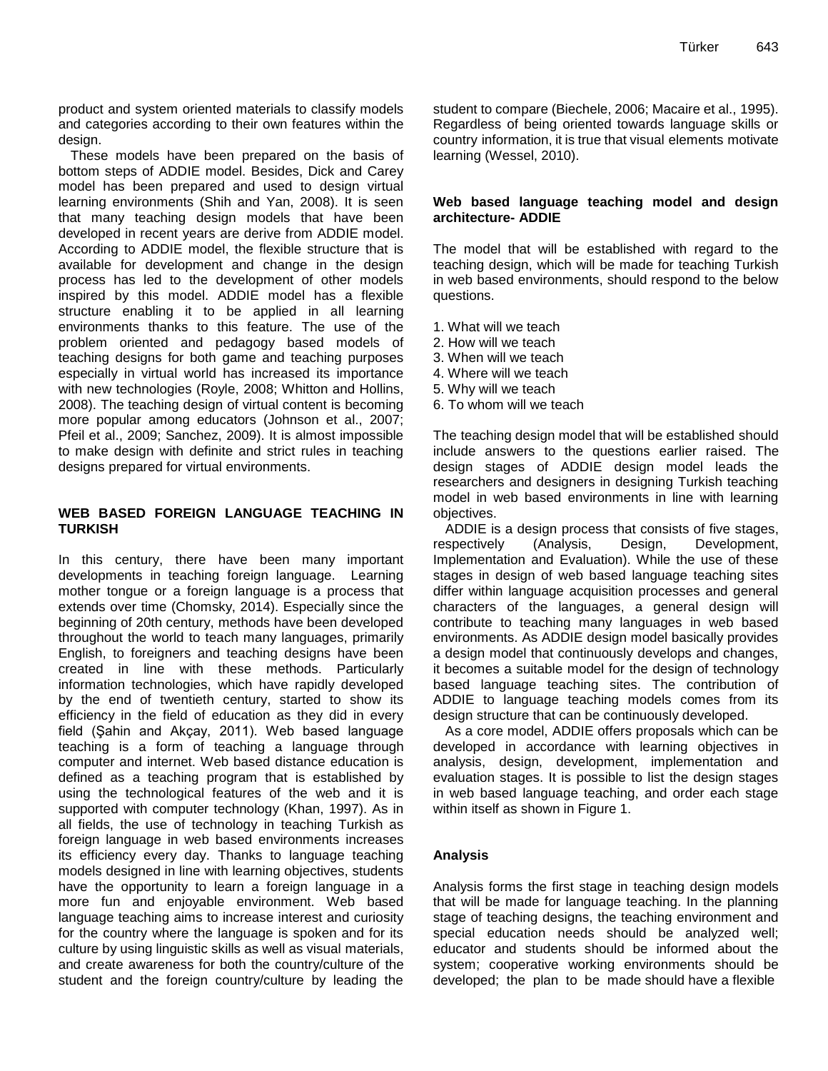product and system oriented materials to classify models and categories according to their own features within the design.

These models have been prepared on the basis of bottom steps of ADDIE model. Besides, Dick and Carey model has been prepared and used to design virtual learning environments (Shih and Yan, 2008). It is seen that many teaching design models that have been developed in recent years are derive from ADDIE model. According to ADDIE model, the flexible structure that is available for development and change in the design process has led to the development of other models inspired by this model. ADDIE model has a flexible structure enabling it to be applied in all learning environments thanks to this feature. The use of the problem oriented and pedagogy based models of teaching designs for both game and teaching purposes especially in virtual world has increased its importance with new technologies (Royle, 2008; Whitton and Hollins, 2008). The teaching design of virtual content is becoming more popular among educators (Johnson et al., 2007; Pfeil et al., 2009; Sanchez, 2009). It is almost impossible to make design with definite and strict rules in teaching designs prepared for virtual environments.

## WEB BASED FOREIGN LANGUAGE TEACHING IN TURKISH

In this century, there have been many important developments in teaching foreign language. Learning mother tongue or a foreign language is a process that extends over time (Chomsky, 2014). Especially since the beginning of 20th century, methods have been developed throughout the world to teach many languages, primarily English, to foreigners and teaching designs have been created in line with these methods. Particularly information technologies, which have rapidly developed by the end of twentieth century, started to show its efficiency in the field of education as they did in every field (Şahin and Akçay, 2011). Web based language teaching is a form of teaching a language through computer and internet. Web based distance education is defined as a teaching program that is established by using the technological features of the web and it is supported with computer technology (Khan, 1997). As in all fields, the use of technology in teaching Turkish as foreign language in web based environments increases its efficiency every day. Thanks to language teaching models designed in line with learning objectives, students have the opportunity to learn a foreign language in a more fun and enjoyable environment. Web based language teaching aims to increase interest and curiosity for the country where the language is spoken and for its culture by using linguistic skills as well as visual materials, and create awareness for both the country/culture of the student and the foreign country/culture by leading the student to compare (Biechele, 2006; Macaire et al., 1995). Regardless of being oriented towards language skills or country information, it is true that visual elements motivate learning (Wessel, 2010).

### Web based language teaching model and design architecture- ADDIE

The model that will be established with regard to the teaching design, which will be made for teaching Turkish in web based environments, should respond to the below questions.

1. What will we teach
2. How will we teach
3. When will we teach
4. Where will we teach
5. Why will we teach
6. To whom will we teach

The teaching design model that will be established should include answers to the questions earlier raised. The design stages of ADDIE design model leads the researchers and designers in designing Turkish teaching model in web based environments in line with learning objectives.

ADDIE is a design process that consists of five stages, respectively (Analysis, Design, Development, Implementation and Evaluation). While the use of these stages in design of web based language teaching sites differ within language acquisition processes and general characters of the languages, a general design will contribute to teaching many languages in web based environments. As ADDIE design model basically provides a design model that continuously develops and changes, it becomes a suitable model for the design of technology based language teaching sites. The contribution of ADDIE to language teaching models comes from its design structure that can be continuously developed.

As a core model, ADDIE offers proposals which can be developed in accordance with learning objectives in analysis, design, development, implementation and evaluation stages. It is possible to list the design stages in web based language teaching, and order each stage within itself as shown in Figure 1.

### Analysis

Analysis forms the first stage in teaching design models that will be made for language teaching. In the planning stage of teaching designs, the teaching environment and special education needs should be analyzed well; educator and students should be informed about the system; cooperative working environments should be developed; the plan to be made should have a flexible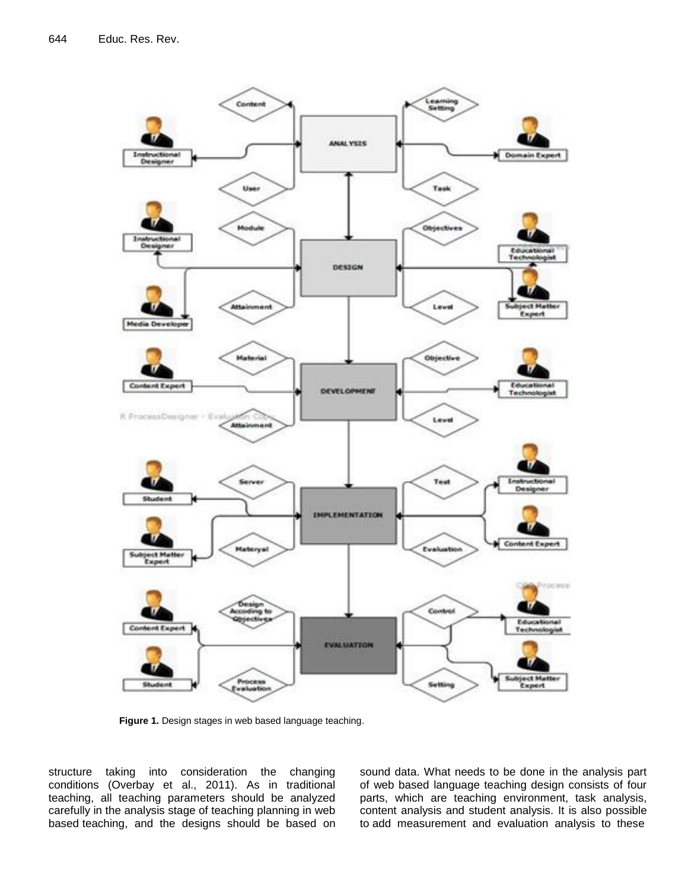Figure 1. Design stages in web based language teaching.

structure taking into consideration the changing conditions (Overbay et al., 2011). As in traditional teaching, all teaching parameters should be analyzed carefully in the analysis stage of teaching planning in web based teaching, and the designs should be based on sound data. What needs to be done in the analysis part of web based language teaching design consists of four parts, which are teaching environment, task analysis, content analysis and student analysis. It is also possible to add measurement and evaluation analysis to these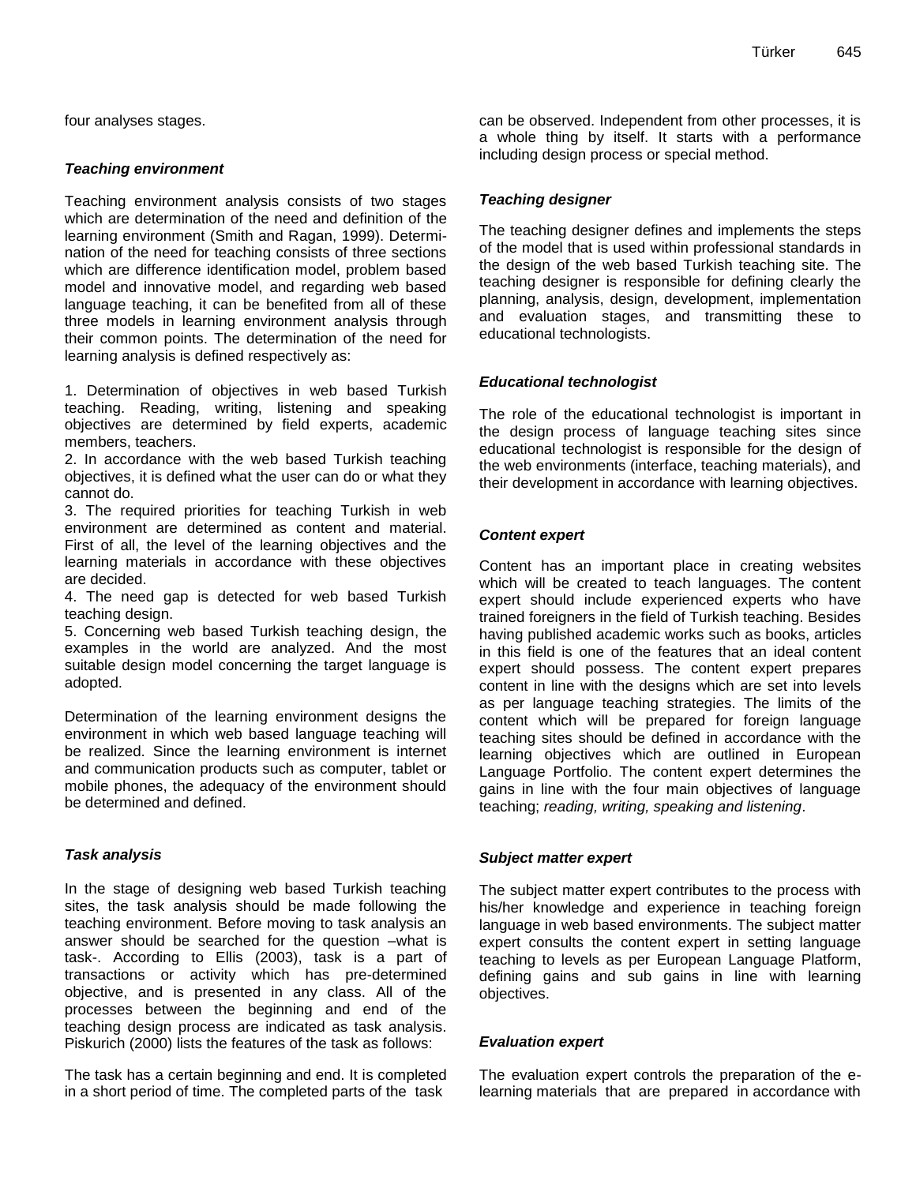four analyses stages.

### *Teaching environment*

Teaching environment analysis consists of two stages which are determination of the need and definition of the learning environment (Smith and Ragan, 1999). Determination of the need for teaching consists of three sections which are difference identification model, problem based model and innovative model, and regarding web based language teaching, it can be benefited from all of these three models in learning environment analysis through their common points. The determination of the need for learning analysis is defined respectively as:

1. Determination of objectives in web based Turkish teaching. Reading, writing, listening and speaking objectives are determined by field experts, academic members, teachers.
2. In accordance with the web based Turkish teaching objectives, it is defined what the user can do or what they cannot do.
3. The required priorities for teaching Turkish in web environment are determined as content and material. First of all, the level of the learning objectives and the learning materials in accordance with these objectives are decided.
4. The need gap is detected for web based Turkish teaching design.
5. Concerning web based Turkish teaching design, the examples in the world are analyzed. And the most suitable design model concerning the target language is adopted.

Determination of the learning environment designs the environment in which web based language teaching will be realized. Since the learning environment is internet and communication products such as computer, tablet or mobile phones, the adequacy of the environment should be determined and defined.

### *Task analysis*

In the stage of designing web based Turkish teaching sites, the task analysis should be made following the teaching environment. Before moving to task analysis an answer should be searched for the question –what is task-. According to Ellis (2003), task is a part of transactions or activity which has pre-determined objective, and is presented in any class. All of the processes between the beginning and end of the teaching design process are indicated as task analysis. Piskurich (2000) lists the features of the task as follows:

The task has a certain beginning and end. It is completed in a short period of time. The completed parts of the task can be observed. Independent from other processes, it is a whole thing by itself. It starts with a performance including design process or special method.

### *Teaching designer*

The teaching designer defines and implements the steps of the model that is used within professional standards in the design of the web based Turkish teaching site. The teaching designer is responsible for defining clearly the planning, analysis, design, development, implementation and evaluation stages, and transmitting these to educational technologists.

### *Educational technologist*

The role of the educational technologist is important in the design process of language teaching sites since educational technologist is responsible for the design of the web environments (interface, teaching materials), and their development in accordance with learning objectives.

### *Content expert*

Content has an important place in creating websites which will be created to teach languages. The content expert should include experienced experts who have trained foreigners in the field of Turkish teaching. Besides having published academic works such as books, articles in this field is one of the features that an ideal content expert should possess. The content expert prepares content in line with the designs which are set into levels as per language teaching strategies. The limits of the content which will be prepared for foreign language teaching sites should be defined in accordance with the learning objectives which are outlined in European Language Portfolio. The content expert determines the gains in line with the four main objectives of language teaching; *reading, writing, speaking and listening*.

### *Subject matter expert*

The subject matter expert contributes to the process with his/her knowledge and experience in teaching foreign language in web based environments. The subject matter expert consults the content expert in setting language teaching to levels as per European Language Platform, defining gains and sub gains in line with learning objectives.

### *Evaluation expert*

The evaluation expert controls the preparation of the e-learning materials that are prepared in accordance with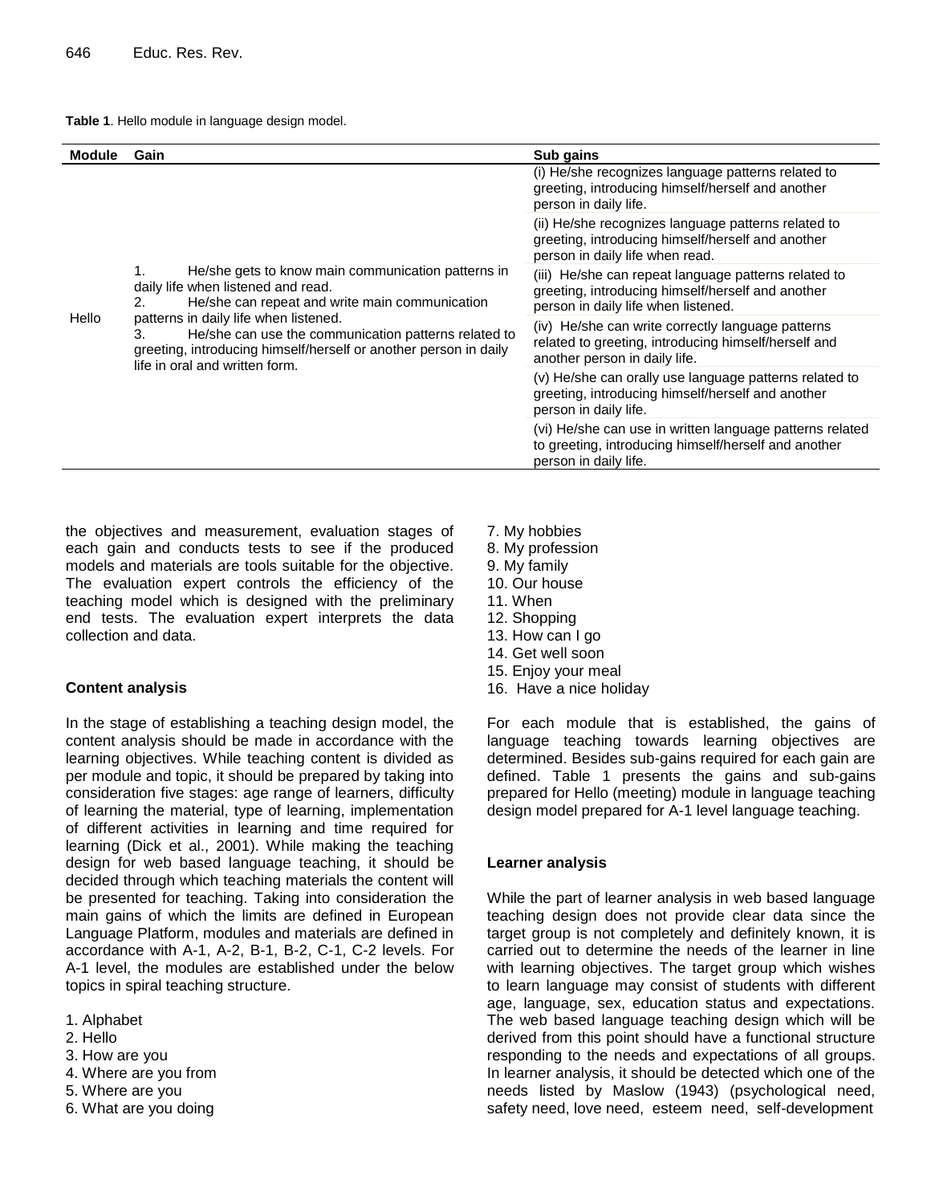**Table 1**. Hello module in language design model.

| Module | Gain | Sub gains |
|---|---|---|
| Hello | 1. He/she gets to know main communication patterns in daily life when listened and read. 2. He/she can repeat and write main communication patterns in daily life when listened. 3. He/she can use the communication patterns related to greeting, introducing himself/herself or another person in daily life in oral and written form. | (i) He/she recognizes language patterns related to greeting, introducing himself/herself and another person in daily life. |
| | | (ii) He/she recognizes language patterns related to greeting, introducing himself/herself and another person in daily life when read. |
| | | (iii) He/she can repeat language patterns related to greeting, introducing himself/herself and another person in daily life when listened. |
| | | (iv) He/she can write correctly language patterns related to greeting, introducing himself/herself and another person in daily life. |
| | | (v) He/she can orally use language patterns related to greeting, introducing himself/herself and another person in daily life. |
| | | (vi) He/she can use in written language patterns related to greeting, introducing himself/herself and another person in daily life. |

the objectives and measurement, evaluation stages of each gain and conducts tests to see if the produced models and materials are tools suitable for the objective. The evaluation expert controls the efficiency of the teaching model which is designed with the preliminary end tests. The evaluation expert interprets the data collection and data.

### Content analysis

In the stage of establishing a teaching design model, the content analysis should be made in accordance with the learning objectives. While teaching content is divided as per module and topic, it should be prepared by taking into consideration five stages: age range of learners, difficulty of learning the material, type of learning, implementation of different activities in learning and time required for learning (Dick et al., 2001). While making the teaching design for web based language teaching, it should be decided through which teaching materials the content will be presented for teaching. Taking into consideration the main gains of which the limits are defined in European Language Platform, modules and materials are defined in accordance with A-1, A-2, B-1, B-2, C-1, C-2 levels. For A-1 level, the modules are established under the below topics in spiral teaching structure.

1. Alphabet
2. Hello
3. How are you
4. Where are you from
5. Where are you
6. What are you doing
7. My hobbies
8. My profession
9. My family
10. Our house
11. When
12. Shopping
13. How can I go
14. Get well soon
15. Enjoy your meal
16. Have a nice holiday

For each module that is established, the gains of language teaching towards learning objectives are determined. Besides sub-gains required for each gain are defined. Table 1 presents the gains and sub-gains prepared for Hello (meeting) module in language teaching design model prepared for A-1 level language teaching.

### Learner analysis

While the part of learner analysis in web based language teaching design does not provide clear data since the target group is not completely and definitely known, it is carried out to determine the needs of the learner in line with learning objectives. The target group which wishes to learn language may consist of students with different age, language, sex, education status and expectations. The web based language teaching design which will be derived from this point should have a functional structure responding to the needs and expectations of all groups. In learner analysis, it should be detected which one of the needs listed by Maslow (1943) (psychological need, safety need, love need, esteem need, self-development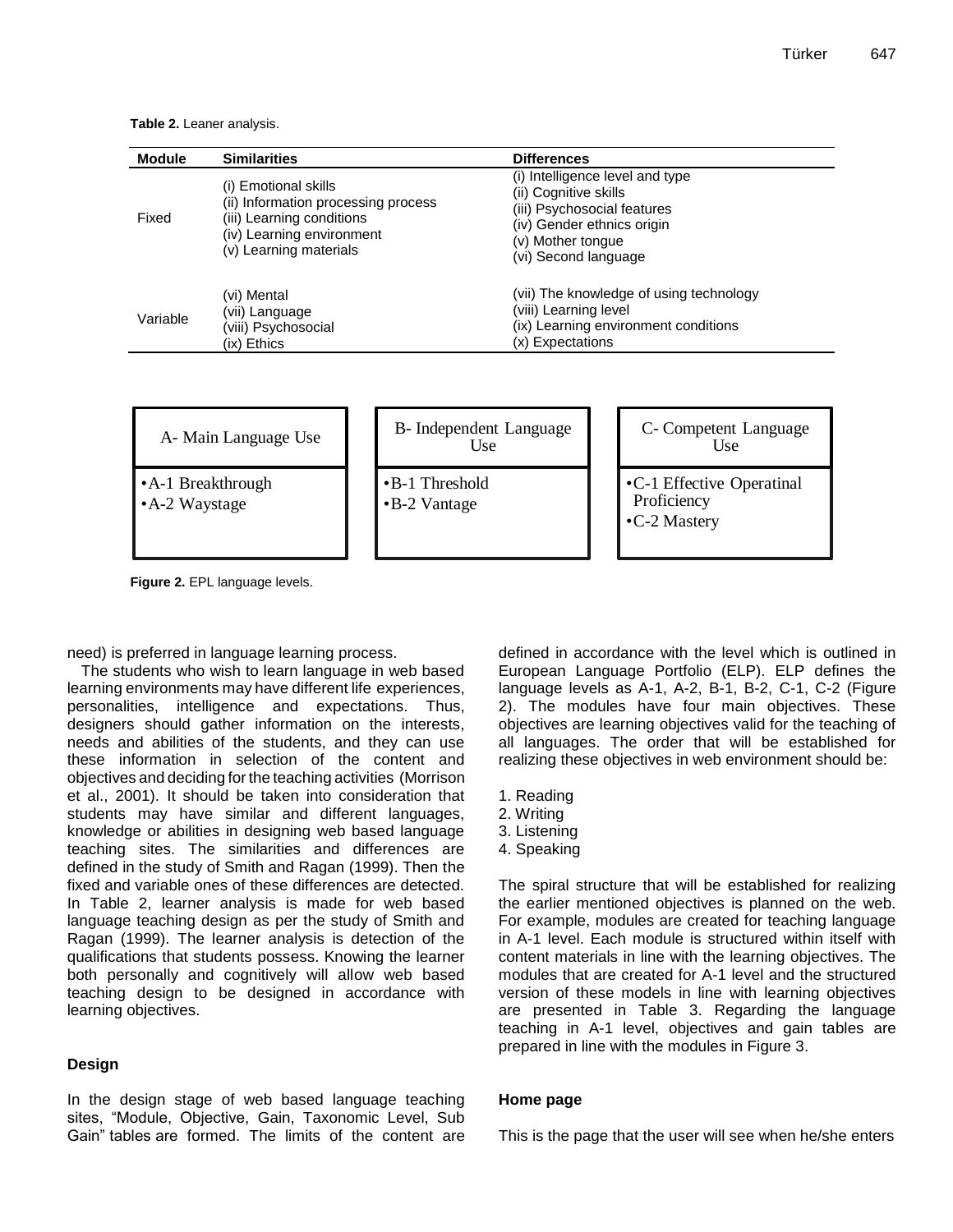**Table 2.** Leaner analysis.

| Module | Similarities | Differences |
|---|---|---|
| Fixed | (i) Emotional skills<br>(ii) Information processing process<br>(iii) Learning conditions<br>(iv) Learning environment<br>(v) Learning materials | (i) Intelligence level and type<br>(ii) Cognitive skills<br>(iii) Psychosocial features<br>(iv) Gender ethnics origin<br>(v) Mother tongue<br>(vi) Second language |
| Variable | (vi) Mental<br>(vii) Language<br>(viii) Psychosocial<br>(ix) Ethics | (vii) The knowledge of using technology<br>(viii) Learning level<br>(ix) Learning environment conditions<br>(x) Expectations |

| A- Main Language Use | B- Independent Language Use | C- Competent Language Use |
|---|---|---|
| •A-1 Breakthrough<br>•A-2 Waystage | •B-1 Threshold<br>•B-2 Vantage | •C-1 Effective Operatinal Proficiency<br>•C-2 Mastery |

**Figure 2.** EPL language levels.

need) is preferred in language learning process.

The students who wish to learn language in web based learning environments may have different life experiences, personalities, intelligence and expectations. Thus, designers should gather information on the interests, needs and abilities of the students, and they can use these information in selection of the content and objectives and deciding for the teaching activities (Morrison et al., 2001). It should be taken into consideration that students may have similar and different languages, knowledge or abilities in designing web based language teaching sites. The similarities and differences are defined in the study of Smith and Ragan (1999). Then the fixed and variable ones of these differences are detected. In Table 2, learner analysis is made for web based language teaching design as per the study of Smith and Ragan (1999). The learner analysis is detection of the qualifications that students possess. Knowing the learner both personally and cognitively will allow web based teaching design to be designed in accordance with learning objectives.

## Design

In the design stage of web based language teaching sites, "Module, Objective, Gain, Taxonomic Level, Sub Gain" tables are formed. The limits of the content are defined in accordance with the level which is outlined in European Language Portfolio (ELP). ELP defines the language levels as A-1, A-2, B-1, B-2, C-1, C-2 (Figure 2). The modules have four main objectives. These objectives are learning objectives valid for the teaching of all languages. The order that will be established for realizing these objectives in web environment should be:

1. Reading
2. Writing
3. Listening
4. Speaking

The spiral structure that will be established for realizing the earlier mentioned objectives is planned on the web. For example, modules are created for teaching language in A-1 level. Each module is structured within itself with content materials in line with the learning objectives. The modules that are created for A-1 level and the structured version of these models in line with learning objectives are presented in Table 3. Regarding the language teaching in A-1 level, objectives and gain tables are prepared in line with the modules in Figure 3.

## Home page

This is the page that the user will see when he/she enters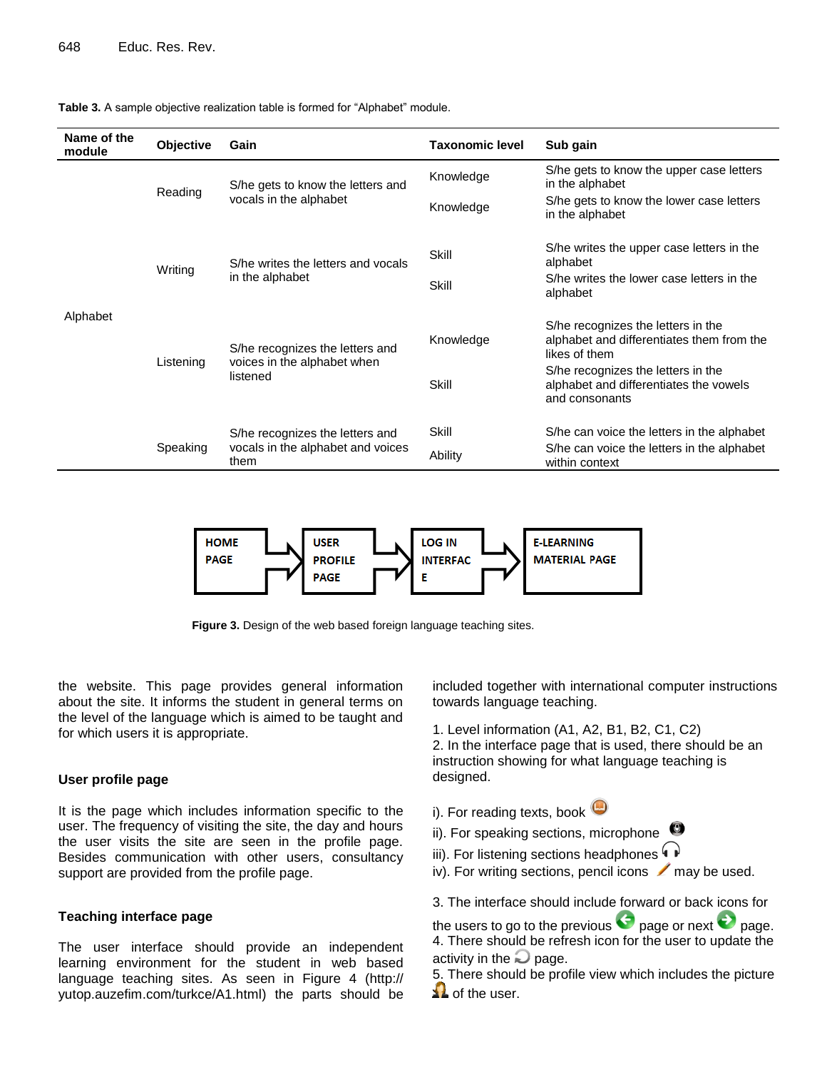**Table 3.** A sample objective realization table is formed for "Alphabet" module.

| Name of the module | Objective | Gain | Taxonomic level | Sub gain |
|---|---|---|---|---|
| Alphabet | Reading | S/he gets to know the letters and vocals in the alphabet | Knowledge | S/he gets to know the upper case letters in the alphabet |
| | | | Knowledge | S/he gets to know the lower case letters in the alphabet |
| | Writing | S/he writes the letters and vocals in the alphabet | Skill | S/he writes the upper case letters in the alphabet |
| | | | Skill | S/he writes the lower case letters in the alphabet |
| | Listening | S/he recognizes the letters and voices in the alphabet when listened | Knowledge | S/he recognizes the letters in the alphabet and differentiates them from the likes of them |
| | | | Skill | S/he recognizes the letters in the alphabet and differentiates the vowels and consonants |
| | Speaking | S/he recognizes the letters and vocals in the alphabet and voices them | Skill | S/he can voice the letters in the alphabet |
| | | | Ability | S/he can voice the letters in the alphabet within context |

HOME PAGE → USER PROFILE PAGE → LOG IN INTERFACE → E-LEARNING MATERIAL PAGE

**Figure 3.** Design of the web based foreign language teaching sites.

the website. This page provides general information about the site. It informs the student in general terms on the level of the language which is aimed to be taught and for which users it is appropriate.

### User profile page

It is the page which includes information specific to the user. The frequency of visiting the site, the day and hours the user visits the site are seen in the profile page. Besides communication with other users, consultancy support are provided from the profile page.

### Teaching interface page

The user interface should provide an independent learning environment for the student in web based language teaching sites. As seen in Figure 4 (http://yutop.auzefim.com/turkce/A1.html) the parts should be included together with international computer instructions towards language teaching.

1. Level information (A1, A2, B1, B2, C1, C2)
2. In the interface page that is used, there should be an instruction showing for what language teaching is designed.

i). For reading texts, book
ii). For speaking sections, microphone
iii). For listening sections headphones
iv). For writing sections, pencil icons may be used.

3. The interface should include forward or back icons for the users to go to the previous page or next page.
4. There should be refresh icon for the user to update the activity in the page.
5. There should be profile view which includes the picture of the user.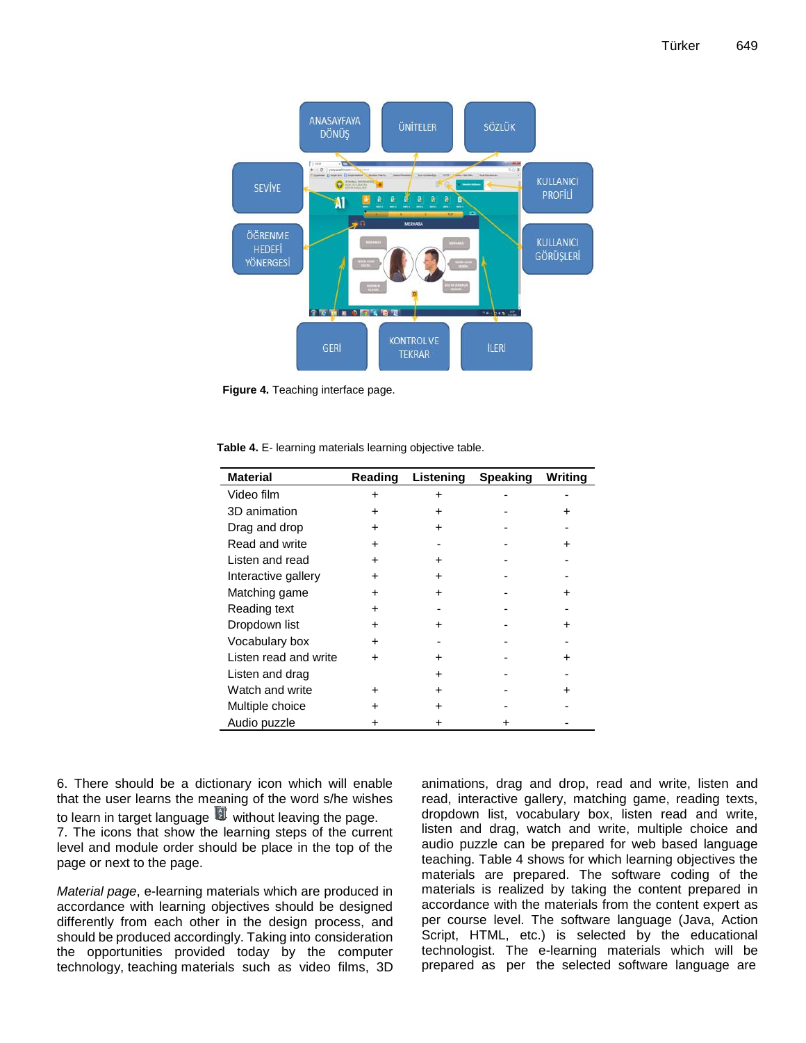Figure 4. Teaching interface page.

**Table 4.** E- learning materials learning objective table.

| Material | Reading | Listening | Speaking | Writing |
|---|---|---|---|---|
| Video film | + | + | - | - |
| 3D animation | + | + | - | + |
| Drag and drop | + | + | - | - |
| Read and write | + | - | - | + |
| Listen and read | + | + | - | - |
| Interactive gallery | + | + | - | - |
| Matching game | + | + | - | + |
| Reading text | + | - | - | - |
| Dropdown list | + | + | - | + |
| Vocabulary box | + | - | - | - |
| Listen read and write | + | + | - | + |
| Listen and drag | | + | - | - |
| Watch and write | + | + | - | + |
| Multiple choice | + | + | - | - |
| Audio puzzle | + | + | + | - |

6. There should be a dictionary icon which will enable that the user learns the meaning of the word s/he wishes to learn in target language without leaving the page.
7. The icons that show the learning steps of the current level and module order should be place in the top of the page or next to the page.

*Material page*, e-learning materials which are produced in accordance with learning objectives should be designed differently from each other in the design process, and should be produced accordingly. Taking into consideration the opportunities provided today by the computer technology, teaching materials such as video films, 3D animations, drag and drop, read and write, listen and read, interactive gallery, matching game, reading texts, dropdown list, vocabulary box, listen read and write, listen and drag, watch and write, multiple choice and audio puzzle can be prepared for web based language teaching. Table 4 shows for which learning objectives the materials are prepared. The software coding of the materials is realized by taking the content prepared in accordance with the materials from the content expert as per course level. The software language (Java, Action Script, HTML, etc.) is selected by the educational technologist. The e-learning materials which will be prepared as per the selected software language are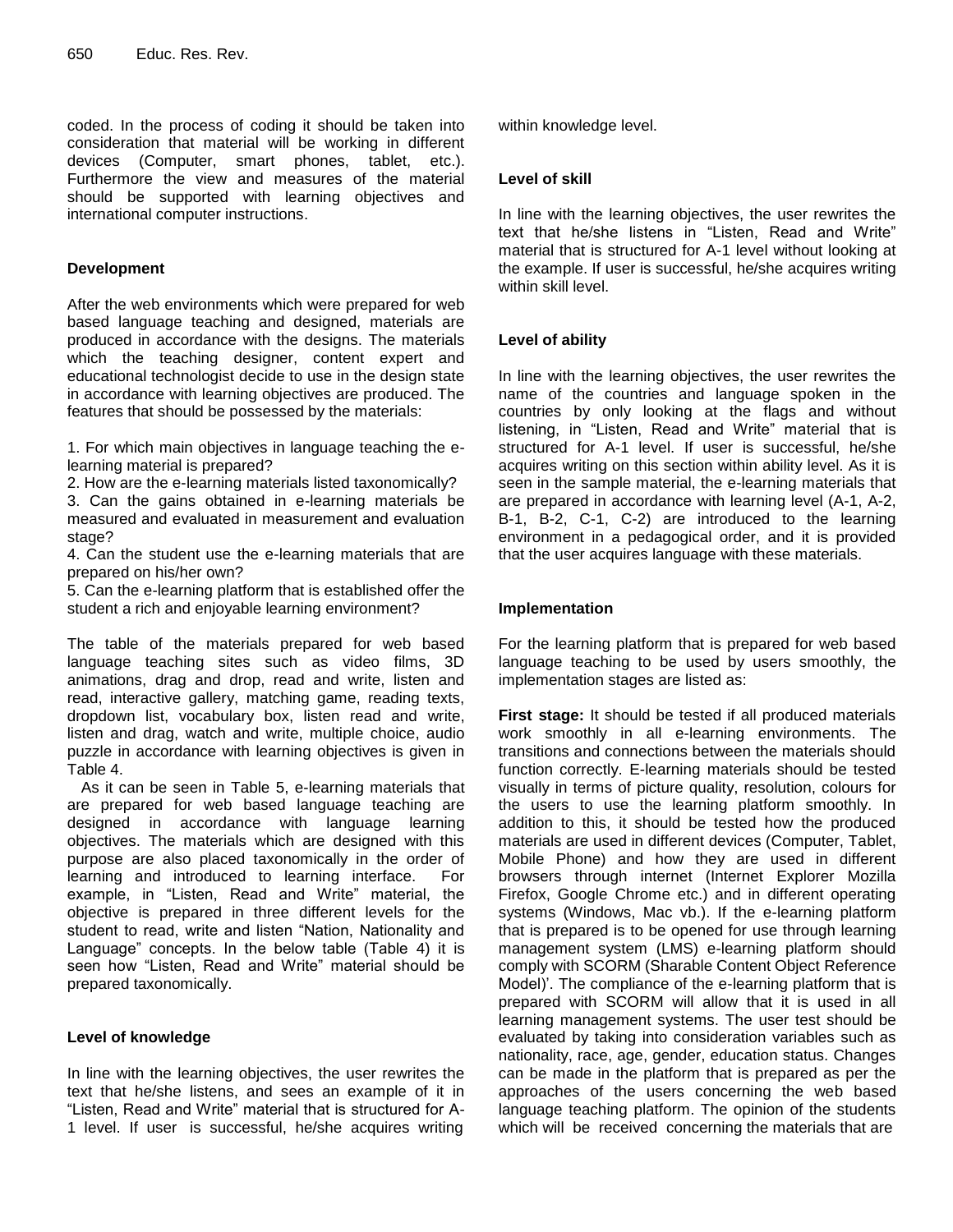coded. In the process of coding it should be taken into consideration that material will be working in different devices (Computer, smart phones, tablet, etc.). Furthermore the view and measures of the material should be supported with learning objectives and international computer instructions.

### Development

After the web environments which were prepared for web based language teaching and designed, materials are produced in accordance with the designs. The materials which the teaching designer, content expert and educational technologist decide to use in the design state in accordance with learning objectives are produced. The features that should be possessed by the materials:

1. For which main objectives in language teaching the e-learning material is prepared?
2. How are the e-learning materials listed taxonomically?
3. Can the gains obtained in e-learning materials be measured and evaluated in measurement and evaluation stage?
4. Can the student use the e-learning materials that are prepared on his/her own?
5. Can the e-learning platform that is established offer the student a rich and enjoyable learning environment?

The table of the materials prepared for web based language teaching sites such as video films, 3D animations, drag and drop, read and write, listen and read, interactive gallery, matching game, reading texts, dropdown list, vocabulary box, listen read and write, listen and drag, watch and write, multiple choice, audio puzzle in accordance with learning objectives is given in Table 4.

As it can be seen in Table 5, e-learning materials that are prepared for web based language teaching are designed in accordance with language learning objectives. The materials which are designed with this purpose are also placed taxonomically in the order of learning and introduced to learning interface. For example, in "Listen, Read and Write" material, the objective is prepared in three different levels for the student to read, write and listen "Nation, Nationality and Language" concepts. In the below table (Table 4) it is seen how "Listen, Read and Write" material should be prepared taxonomically.

### Level of knowledge

In line with the learning objectives, the user rewrites the text that he/she listens, and sees an example of it in "Listen, Read and Write" material that is structured for A-1 level. If user is successful, he/she acquires writing within knowledge level.

### Level of skill

In line with the learning objectives, the user rewrites the text that he/she listens in "Listen, Read and Write" material that is structured for A-1 level without looking at the example. If user is successful, he/she acquires writing within skill level.

### Level of ability

In line with the learning objectives, the user rewrites the name of the countries and language spoken in the countries by only looking at the flags and without listening, in "Listen, Read and Write" material that is structured for A-1 level. If user is successful, he/she acquires writing on this section within ability level. As it is seen in the sample material, the e-learning materials that are prepared in accordance with learning level (A-1, A-2, B-1, B-2, C-1, C-2) are introduced to the learning environment in a pedagogical order, and it is provided that the user acquires language with these materials.

### Implementation

For the learning platform that is prepared for web based language teaching to be used by users smoothly, the implementation stages are listed as:

**First stage:** It should be tested if all produced materials work smoothly in all e-learning environments. The transitions and connections between the materials should function correctly. E-learning materials should be tested visually in terms of picture quality, resolution, colours for the users to use the learning platform smoothly. In addition to this, it should be tested how the produced materials are used in different devices (Computer, Tablet, Mobile Phone) and how they are used in different browsers through internet (Internet Explorer Mozilla Firefox, Google Chrome etc.) and in different operating systems (Windows, Mac vb.). If the e-learning platform that is prepared is to be opened for use through learning management system (LMS) e-learning platform should comply with SCORM (Sharable Content Object Reference Model)'. The compliance of the e-learning platform that is prepared with SCORM will allow that it is used in all learning management systems. The user test should be evaluated by taking into consideration variables such as nationality, race, age, gender, education status. Changes can be made in the platform that is prepared as per the approaches of the users concerning the web based language teaching platform. The opinion of the students which will be received concerning the materials that are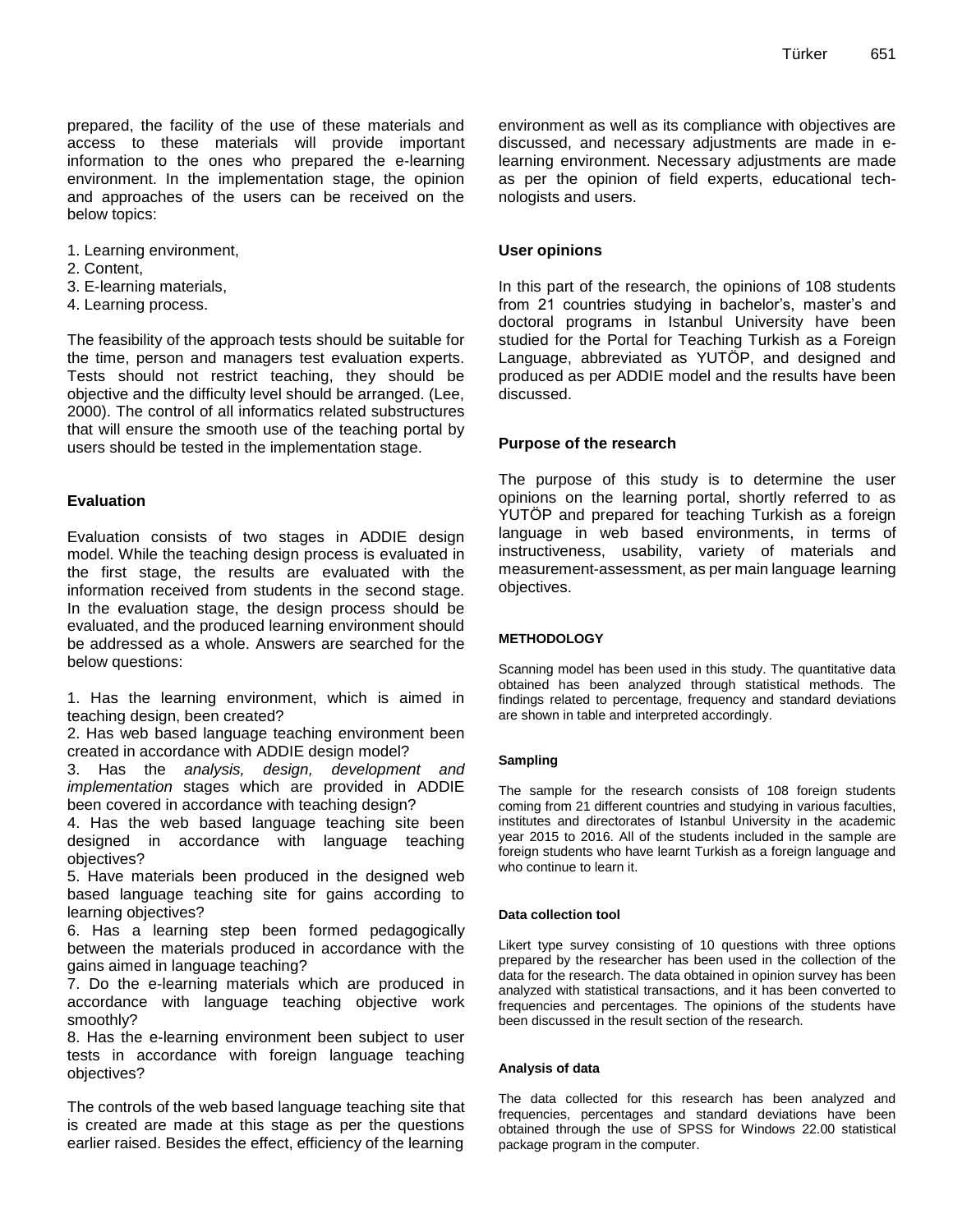prepared, the facility of the use of these materials and access to these materials will provide important information to the ones who prepared the e-learning environment. In the implementation stage, the opinion and approaches of the users can be received on the below topics:

1. Learning environment,
2. Content,
3. E-learning materials,
4. Learning process.

The feasibility of the approach tests should be suitable for the time, person and managers test evaluation experts. Tests should not restrict teaching, they should be objective and the difficulty level should be arranged. (Lee, 2000). The control of all informatics related substructures that will ensure the smooth use of the teaching portal by users should be tested in the implementation stage.

### Evaluation

Evaluation consists of two stages in ADDIE design model. While the teaching design process is evaluated in the first stage, the results are evaluated with the information received from students in the second stage. In the evaluation stage, the design process should be evaluated, and the produced learning environment should be addressed as a whole. Answers are searched for the below questions:

1. Has the learning environment, which is aimed in teaching design, been created?
2. Has web based language teaching environment been created in accordance with ADDIE design model?
3. Has the *analysis, design, development and implementation* stages which are provided in ADDIE been covered in accordance with teaching design?
4. Has the web based language teaching site been designed in accordance with language teaching objectives?
5. Have materials been produced in the designed web based language teaching site for gains according to learning objectives?
6. Has a learning step been formed pedagogically between the materials produced in accordance with the gains aimed in language teaching?
7. Do the e-learning materials which are produced in accordance with language teaching objective work smoothly?
8. Has the e-learning environment been subject to user tests in accordance with foreign language teaching objectives?

The controls of the web based language teaching site that is created are made at this stage as per the questions earlier raised. Besides the effect, efficiency of the learning environment as well as its compliance with objectives are discussed, and necessary adjustments are made in e-learning environment. Necessary adjustments are made as per the opinion of field experts, educational technologists and users.

### User opinions

In this part of the research, the opinions of 108 students from 21 countries studying in bachelor's, master's and doctoral programs in Istanbul University have been studied for the Portal for Teaching Turkish as a Foreign Language, abbreviated as YUTÖP, and designed and produced as per ADDIE model and the results have been discussed.

### Purpose of the research

The purpose of this study is to determine the user opinions on the learning portal, shortly referred to as YUTÖP and prepared for teaching Turkish as a foreign language in web based environments, in terms of instructiveness, usability, variety of materials and measurement-assessment, as per main language learning objectives.

## METHODOLOGY

Scanning model has been used in this study. The quantitative data obtained has been analyzed through statistical methods. The findings related to percentage, frequency and standard deviations are shown in table and interpreted accordingly.

### Sampling

The sample for the research consists of 108 foreign students coming from 21 different countries and studying in various faculties, institutes and directorates of Istanbul University in the academic year 2015 to 2016. All of the students included in the sample are foreign students who have learnt Turkish as a foreign language and who continue to learn it.

### Data collection tool

Likert type survey consisting of 10 questions with three options prepared by the researcher has been used in the collection of the data for the research. The data obtained in opinion survey has been analyzed with statistical transactions, and it has been converted to frequencies and percentages. The opinions of the students have been discussed in the result section of the research.

### Analysis of data

The data collected for this research has been analyzed and frequencies, percentages and standard deviations have been obtained through the use of SPSS for Windows 22.00 statistical package program in the computer.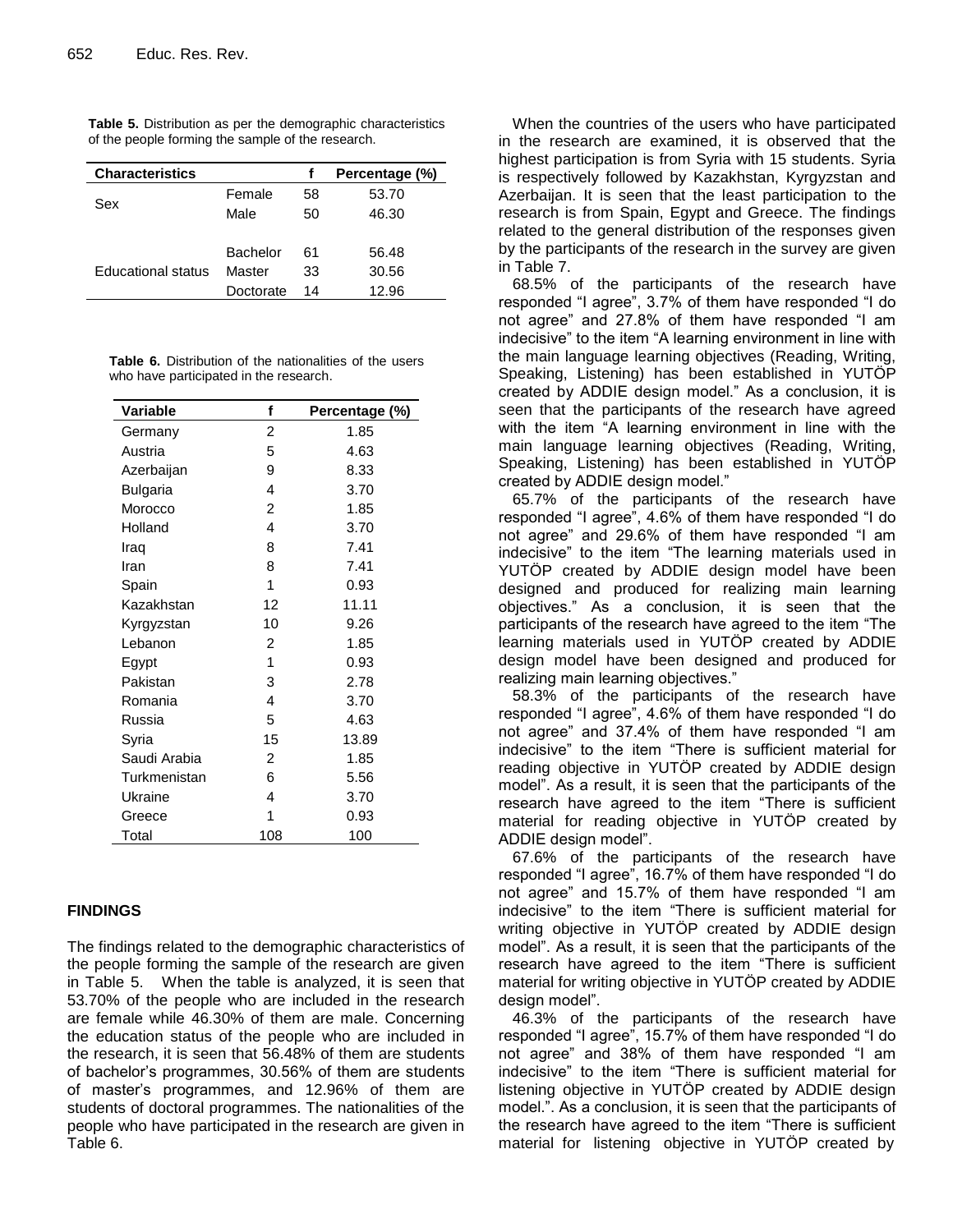**Table 5.** Distribution as per the demographic characteristics of the people forming the sample of the research.

| Characteristics | | f | Percentage (%) |
|---|---|---|---|
| Sex | Female | 58 | 53.70 |
| | Male | 50 | 46.30 |
| Educational status | Bachelor | 61 | 56.48 |
| | Master | 33 | 30.56 |
| | Doctorate | 14 | 12.96 |

**Table 6.** Distribution of the nationalities of the users who have participated in the research.

| Variable | f | Percentage (%) |
|---|---|---|
| Germany | 2 | 1.85 |
| Austria | 5 | 4.63 |
| Azerbaijan | 9 | 8.33 |
| Bulgaria | 4 | 3.70 |
| Morocco | 2 | 1.85 |
| Holland | 4 | 3.70 |
| Iraq | 8 | 7.41 |
| Iran | 8 | 7.41 |
| Spain | 1 | 0.93 |
| Kazakhstan | 12 | 11.11 |
| Kyrgyzstan | 10 | 9.26 |
| Lebanon | 2 | 1.85 |
| Egypt | 1 | 0.93 |
| Pakistan | 3 | 2.78 |
| Romania | 4 | 3.70 |
| Russia | 5 | 4.63 |
| Syria | 15 | 13.89 |
| Saudi Arabia | 2 | 1.85 |
| Turkmenistan | 6 | 5.56 |
| Ukraine | 4 | 3.70 |
| Greece | 1 | 0.93 |
| Total | 108 | 100 |

## FINDINGS

The findings related to the demographic characteristics of the people forming the sample of the research are given in Table 5. When the table is analyzed, it is seen that 53.70% of the people who are included in the research are female while 46.30% of them are male. Concerning the education status of the people who are included in the research, it is seen that 56.48% of them are students of bachelor's programmes, 30.56% of them are students of master's programmes, and 12.96% of them are students of doctoral programmes. The nationalities of the people who have participated in the research are given in Table 6.

When the countries of the users who have participated in the research are examined, it is observed that the highest participation is from Syria with 15 students. Syria is respectively followed by Kazakhstan, Kyrgyzstan and Azerbaijan. It is seen that the least participation to the research is from Spain, Egypt and Greece. The findings related to the general distribution of the responses given by the participants of the research in the survey are given in Table 7.

68.5% of the participants of the research have responded "I agree", 3.7% of them have responded "I do not agree" and 27.8% of them have responded "I am indecisive" to the item "A learning environment in line with the main language learning objectives (Reading, Writing, Speaking, Listening) has been established in YUTÖP created by ADDIE design model." As a conclusion, it is seen that the participants of the research have agreed with the item "A learning environment in line with the main language learning objectives (Reading, Writing, Speaking, Listening) has been established in YUTÖP created by ADDIE design model."

65.7% of the participants of the research have responded "I agree", 4.6% of them have responded "I do not agree" and 29.6% of them have responded "I am indecisive" to the item "The learning materials used in YUTÖP created by ADDIE design model have been designed and produced for realizing main learning objectives." As a conclusion, it is seen that the participants of the research have agreed to the item "The learning materials used in YUTÖP created by ADDIE design model have been designed and produced for realizing main learning objectives."

58.3% of the participants of the research have responded "I agree", 4.6% of them have responded "I do not agree" and 37.4% of them have responded "I am indecisive" to the item "There is sufficient material for reading objective in YUTÖP created by ADDIE design model". As a result, it is seen that the participants of the research have agreed to the item "There is sufficient material for reading objective in YUTÖP created by ADDIE design model".

67.6% of the participants of the research have responded "I agree", 16.7% of them have responded "I do not agree" and 15.7% of them have responded "I am indecisive" to the item "There is sufficient material for writing objective in YUTÖP created by ADDIE design model". As a result, it is seen that the participants of the research have agreed to the item "There is sufficient material for writing objective in YUTÖP created by ADDIE design model".

46.3% of the participants of the research have responded "I agree", 15.7% of them have responded "I do not agree" and 38% of them have responded "I am indecisive" to the item "There is sufficient material for listening objective in YUTÖP created by ADDIE design model.". As a conclusion, it is seen that the participants of the research have agreed to the item "There is sufficient material for listening objective in YUTÖP created by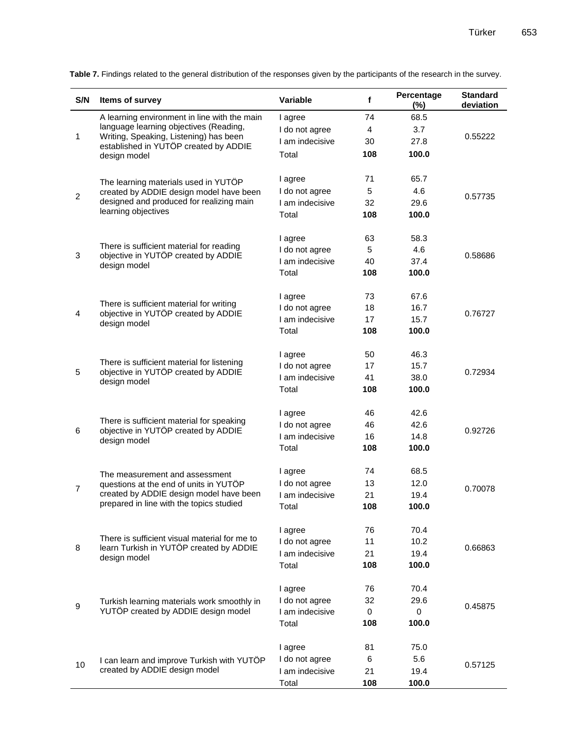**Table 7.** Findings related to the general distribution of the responses given by the participants of the research in the survey.

| S/N | Items of survey | Variable | f | Percentage (%) | Standard deviation |
|---|---|---|---|---|---|
| 1 | A learning environment in line with the main language learning objectives (Reading, Writing, Speaking, Listening) has been established in YUTÖP created by ADDIE design model | I agree | 74 | 68.5 | 0.55222 |
| | | I do not agree | 4 | 3.7 | |
| | | I am indecisive | 30 | 27.8 | |
| | | Total | **108** | **100.0** | |
| 2 | The learning materials used in YUTÖP created by ADDIE design model have been designed and produced for realizing main learning objectives | I agree | 71 | 65.7 | 0.57735 |
| | | I do not agree | 5 | 4.6 | |
| | | I am indecisive | 32 | 29.6 | |
| | | Total | **108** | **100.0** | |
| 3 | There is sufficient material for reading objective in YUTÖP created by ADDIE design model | I agree | 63 | 58.3 | 0.58686 |
| | | I do not agree | 5 | 4.6 | |
| | | I am indecisive | 40 | 37.4 | |
| | | Total | **108** | **100.0** | |
| 4 | There is sufficient material for writing objective in YUTÖP created by ADDIE design model | I agree | 73 | 67.6 | 0.76727 |
| | | I do not agree | 18 | 16.7 | |
| | | I am indecisive | 17 | 15.7 | |
| | | Total | **108** | **100.0** | |
| 5 | There is sufficient material for listening objective in YUTÖP created by ADDIE design model | I agree | 50 | 46.3 | 0.72934 |
| | | I do not agree | 17 | 15.7 | |
| | | I am indecisive | 41 | 38.0 | |
| | | Total | **108** | **100.0** | |
| 6 | There is sufficient material for speaking objective in YUTÖP created by ADDIE design model | I agree | 46 | 42.6 | 0.92726 |
| | | I do not agree | 46 | 42.6 | |
| | | I am indecisive | 16 | 14.8 | |
| | | Total | **108** | **100.0** | |
| 7 | The measurement and assessment questions at the end of units in YUTÖP created by ADDIE design model have been prepared in line with the topics studied | I agree | 74 | 68.5 | 0.70078 |
| | | I do not agree | 13 | 12.0 | |
| | | I am indecisive | 21 | 19.4 | |
| | | Total | **108** | **100.0** | |
| 8 | There is sufficient visual material for me to learn Turkish in YUTÖP created by ADDIE design model | I agree | 76 | 70.4 | 0.66863 |
| | | I do not agree | 11 | 10.2 | |
| | | I am indecisive | 21 | 19.4 | |
| | | Total | **108** | **100.0** | |
| 9 | Turkish learning materials work smoothly in YUTÖP created by ADDIE design model | I agree | 76 | 70.4 | 0.45875 |
| | | I do not agree | 32 | 29.6 | |
| | | I am indecisive | 0 | 0 | |
| | | Total | **108** | **100.0** | |
| 10 | I can learn and improve Turkish with YUTÖP created by ADDIE design model | I agree | 81 | 75.0 | 0.57125 |
| | | I do not agree | 6 | 5.6 | |
| | | I am indecisive | 21 | 19.4 | |
| | | Total | **108** | **100.0** | |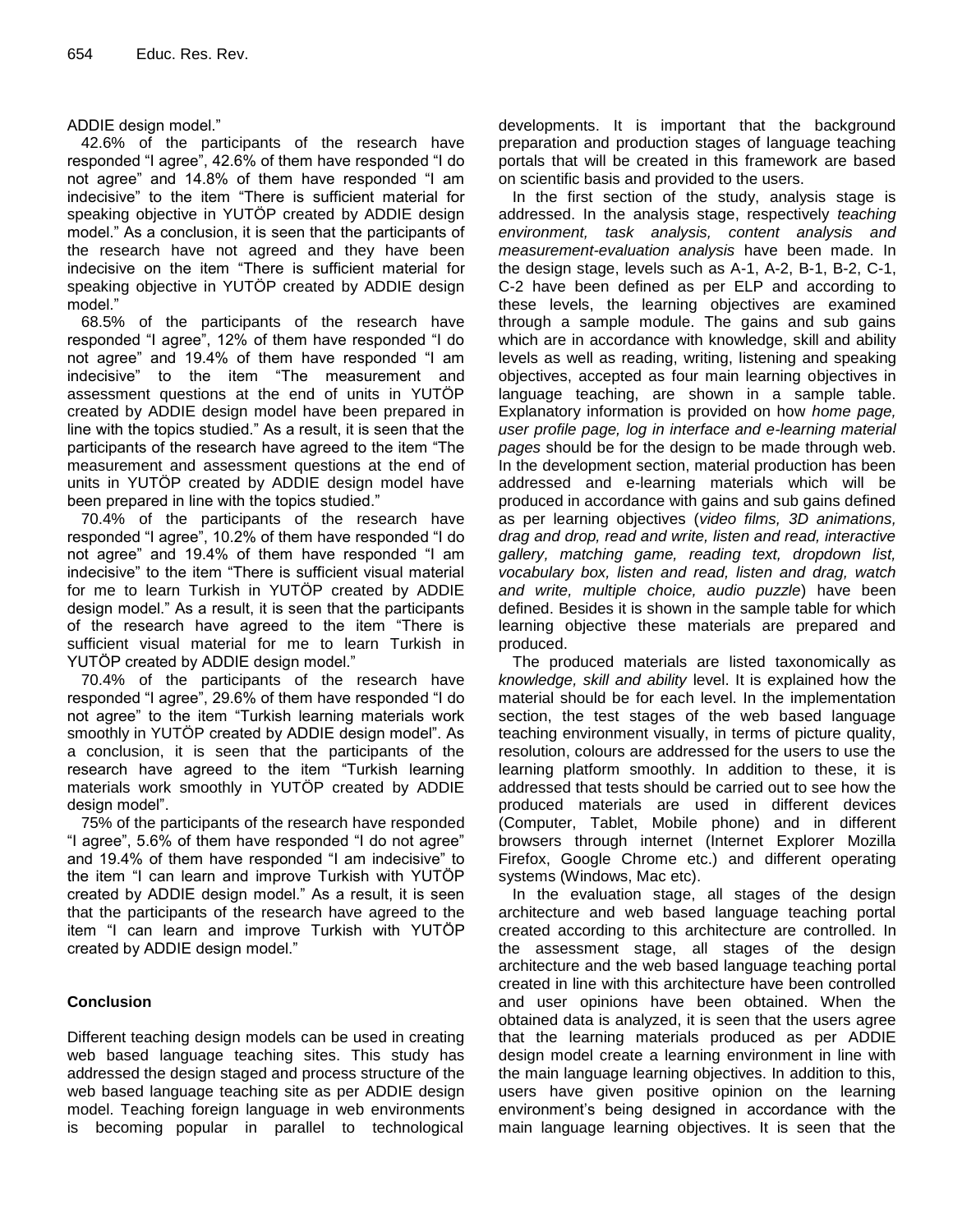ADDIE design model."

42.6% of the participants of the research have responded "I agree", 42.6% of them have responded "I do not agree" and 14.8% of them have responded "I am indecisive" to the item "There is sufficient material for speaking objective in YUTÖP created by ADDIE design model." As a conclusion, it is seen that the participants of the research have not agreed and they have been indecisive on the item "There is sufficient material for speaking objective in YUTÖP created by ADDIE design model."

68.5% of the participants of the research have responded "I agree", 12% of them have responded "I do not agree" and 19.4% of them have responded "I am indecisive" to the item "The measurement and assessment questions at the end of units in YUTÖP created by ADDIE design model have been prepared in line with the topics studied." As a result, it is seen that the participants of the research have agreed to the item "The measurement and assessment questions at the end of units in YUTÖP created by ADDIE design model have been prepared in line with the topics studied."

70.4% of the participants of the research have responded "I agree", 10.2% of them have responded "I do not agree" and 19.4% of them have responded "I am indecisive" to the item "There is sufficient visual material for me to learn Turkish in YUTÖP created by ADDIE design model." As a result, it is seen that the participants of the research have agreed to the item "There is sufficient visual material for me to learn Turkish in YUTÖP created by ADDIE design model."

70.4% of the participants of the research have responded "I agree", 29.6% of them have responded "I do not agree" to the item "Turkish learning materials work smoothly in YUTÖP created by ADDIE design model". As a conclusion, it is seen that the participants of the research have agreed to the item "Turkish learning materials work smoothly in YUTÖP created by ADDIE design model".

75% of the participants of the research have responded "I agree", 5.6% of them have responded "I do not agree" and 19.4% of them have responded "I am indecisive" to the item "I can learn and improve Turkish with YUTÖP created by ADDIE design model." As a result, it is seen that the participants of the research have agreed to the item "I can learn and improve Turkish with YUTÖP created by ADDIE design model."

## Conclusion

Different teaching design models can be used in creating web based language teaching sites. This study has addressed the design staged and process structure of the web based language teaching site as per ADDIE design model. Teaching foreign language in web environments is becoming popular in parallel to technological developments. It is important that the background preparation and production stages of language teaching portals that will be created in this framework are based on scientific basis and provided to the users.

In the first section of the study, analysis stage is addressed. In the analysis stage, respectively *teaching environment, task analysis, content analysis and measurement-evaluation analysis* have been made. In the design stage, levels such as A-1, A-2, B-1, B-2, C-1, C-2 have been defined as per ELP and according to these levels, the learning objectives are examined through a sample module. The gains and sub gains which are in accordance with knowledge, skill and ability levels as well as reading, writing, listening and speaking objectives, accepted as four main learning objectives in language teaching, are shown in a sample table. Explanatory information is provided on how *home page, user profile page, log in interface and e-learning material pages* should be for the design to be made through web. In the development section, material production has been addressed and e-learning materials which will be produced in accordance with gains and sub gains defined as per learning objectives (*video films, 3D animations, drag and drop, read and write, listen and read, interactive gallery, matching game, reading text, dropdown list, vocabulary box, listen and read, listen and drag, watch and write, multiple choice, audio puzzle*) have been defined. Besides it is shown in the sample table for which learning objective these materials are prepared and produced.

The produced materials are listed taxonomically as *knowledge, skill and ability* level. It is explained how the material should be for each level. In the implementation section, the test stages of the web based language teaching environment visually, in terms of picture quality, resolution, colours are addressed for the users to use the learning platform smoothly. In addition to these, it is addressed that tests should be carried out to see how the produced materials are used in different devices (Computer, Tablet, Mobile phone) and in different browsers through internet (Internet Explorer Mozilla Firefox, Google Chrome etc.) and different operating systems (Windows, Mac etc).

In the evaluation stage, all stages of the design architecture and web based language teaching portal created according to this architecture are controlled. In the assessment stage, all stages of the design architecture and the web based language teaching portal created in line with this architecture have been controlled and user opinions have been obtained. When the obtained data is analyzed, it is seen that the users agree that the learning materials produced as per ADDIE design model create a learning environment in line with the main language learning objectives. In addition to this, users have given positive opinion on the learning environment's being designed in accordance with the main language learning objectives. It is seen that the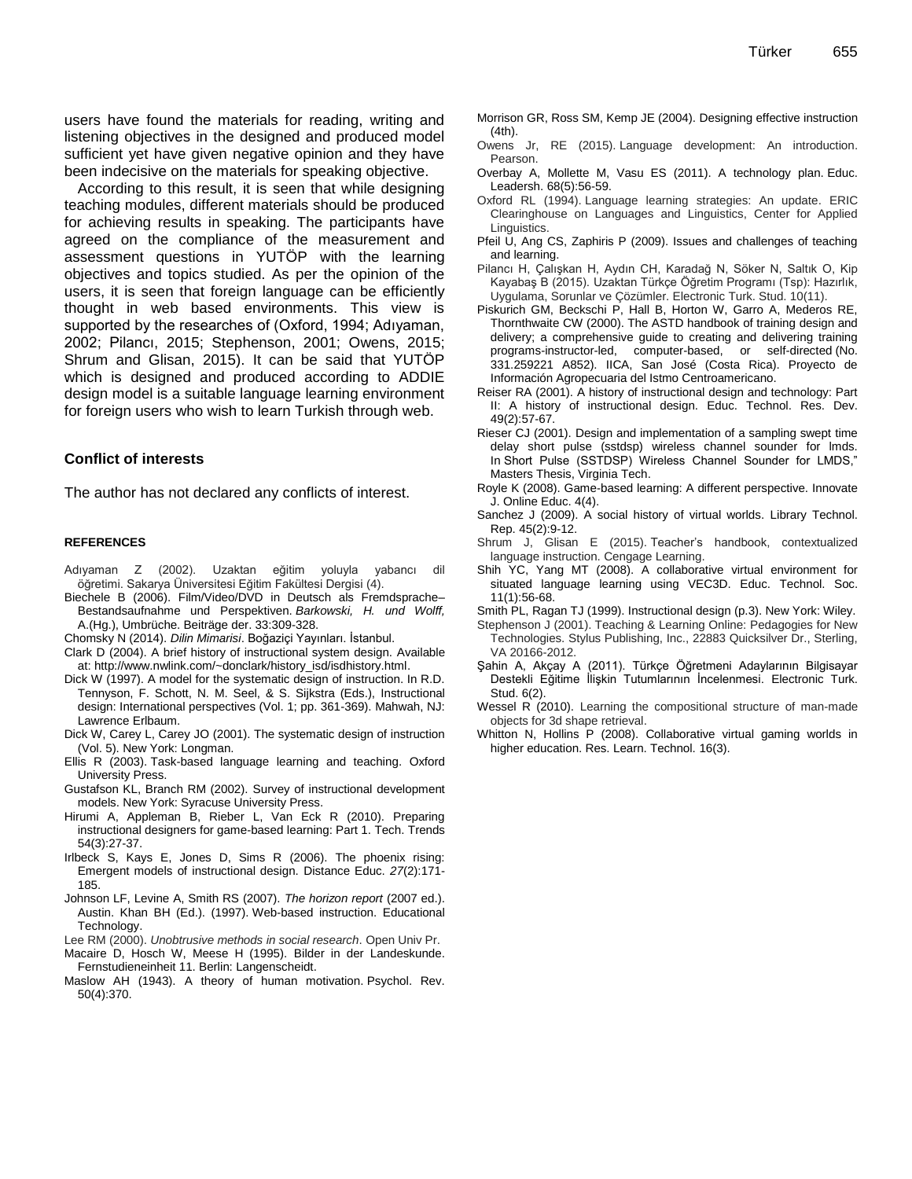users have found the materials for reading, writing and listening objectives in the designed and produced model sufficient yet have given negative opinion and they have been indecisive on the materials for speaking objective.

According to this result, it is seen that while designing teaching modules, different materials should be produced for achieving results in speaking. The participants have agreed on the compliance of the measurement and assessment questions in YUTÖP with the learning objectives and topics studied. As per the opinion of the users, it is seen that foreign language can be efficiently thought in web based environments. This view is supported by the researches of (Oxford, 1994; Adıyaman, 2002; Pilancı, 2015; Stephenson, 2001; Owens, 2015; Shrum and Glisan, 2015). It can be said that YUTÖP which is designed and produced according to ADDIE design model is a suitable language learning environment for foreign users who wish to learn Turkish through web.

## Conflict of interests

The author has not declared any conflicts of interest.

## REFERENCES

Adıyaman Z (2002). Uzaktan eğitim yoluyla yabancı dil öğretimi. Sakarya Üniversitesi Eğitim Fakültesi Dergisi (4).

Biechele B (2006). Film/Video/DVD in Deutsch als Fremdsprache–Bestandsaufnahme und Perspektiven. *Barkowski, H. und Wolff,* A.(Hg.), Umbrüche. Beiträge der. 33:309-328.

Chomsky N (2014). *Dilin Mimarisi*. Boğaziçi Yayınları. İstanbul.

Clark D (2004). A brief history of instructional system design. Available at: http://www.nwlink.com/~donclark/history_isd/isdhistory.html.

Dick W (1997). A model for the systematic design of instruction. In R.D. Tennyson, F. Schott, N. M. Seel, & S. Sijkstra (Eds.), Instructional design: International perspectives (Vol. 1; pp. 361-369). Mahwah, NJ: Lawrence Erlbaum.

Dick W, Carey L, Carey JO (2001). The systematic design of instruction (Vol. 5). New York: Longman.

Ellis R (2003). Task-based language learning and teaching. Oxford University Press.

Gustafson KL, Branch RM (2002). Survey of instructional development models. New York: Syracuse University Press.

Hirumi A, Appleman B, Rieber L, Van Eck R (2010). Preparing instructional designers for game-based learning: Part 1. Tech. Trends 54(3):27-37.

Irlbeck S, Kays E, Jones D, Sims R (2006). The phoenix rising: Emergent models of instructional design. Distance Educ. *27*(2):171-185.

Johnson LF, Levine A, Smith RS (2007). *The horizon report* (2007 ed.). Austin. Khan BH (Ed.). (1997). Web-based instruction. Educational Technology.

Lee RM (2000). *Unobtrusive methods in social research*. Open Univ Pr.

Macaire D, Hosch W, Meese H (1995). Bilder in der Landeskunde. Fernstudieneinheit 11. Berlin: Langenscheidt.

Maslow AH (1943). A theory of human motivation. Psychol. Rev. 50(4):370.

Morrison GR, Ross SM, Kemp JE (2004). Designing effective instruction (4th).

Owens Jr, RE (2015). Language development: An introduction. Pearson.

Overbay A, Mollette M, Vasu ES (2011). A technology plan. Educ. Leadersh. 68(5):56-59.

Oxford RL (1994). Language learning strategies: An update. ERIC Clearinghouse on Languages and Linguistics, Center for Applied Linguistics.

Pfeil U, Ang CS, Zaphiris P (2009). Issues and challenges of teaching and learning.

Pilancı H, Çalışkan H, Aydın CH, Karadağ N, Söker N, Saltık O, Kip Kayabaş B (2015). Uzaktan Türkçe Öğretim Programı (Tsp): Hazırlık, Uygulama, Sorunlar ve Çözümler. Electronic Turk. Stud. 10(11).

Piskurich GM, Beckschi P, Hall B, Horton W, Garro A, Mederos RE, Thornthwaite CW (2000). The ASTD handbook of training design and delivery; a comprehensive guide to creating and delivering training programs-instructor-led, computer-based, or self-directed (No. 331.259221 A852). IICA, San José (Costa Rica). Proyecto de Información Agropecuaria del Istmo Centroamericano.

Reiser RA (2001). A history of instructional design and technology: Part II: A history of instructional design. Educ. Technol. Res. Dev. 49(2):57-67.

Rieser CJ (2001). Design and implementation of a sampling swept time delay short pulse (sstdsp) wireless channel sounder for lmds. In Short Pulse (SSTDSP) Wireless Channel Sounder for LMDS," Masters Thesis, Virginia Tech.

Royle K (2008). Game-based learning: A different perspective. Innovate J. Online Educ. 4(4).

Sanchez J (2009). A social history of virtual worlds. Library Technol. Rep. 45(2):9-12.

Shrum J, Glisan E (2015). Teacher's handbook, contextualized language instruction. Cengage Learning.

Shih YC, Yang MT (2008). A collaborative virtual environment for situated language learning using VEC3D. Educ. Technol. Soc. 11(1):56-68.

Smith PL, Ragan TJ (1999). Instructional design (p.3). New York: Wiley.

Stephenson J (2001). Teaching & Learning Online: Pedagogies for New Technologies. Stylus Publishing, Inc., 22883 Quicksilver Dr., Sterling, VA 20166-2012.

Şahin A, Akçay A (2011). Türkçe Öğretmeni Adaylarının Bilgisayar Destekli Eğitime İlişkin Tutumlarının İncelenmesi. Electronic Turk. Stud. 6(2).

Wessel R (2010). Learning the compositional structure of man-made objects for 3d shape retrieval.

Whitton N, Hollins P (2008). Collaborative virtual gaming worlds in higher education. Res. Learn. Technol. 16(3).